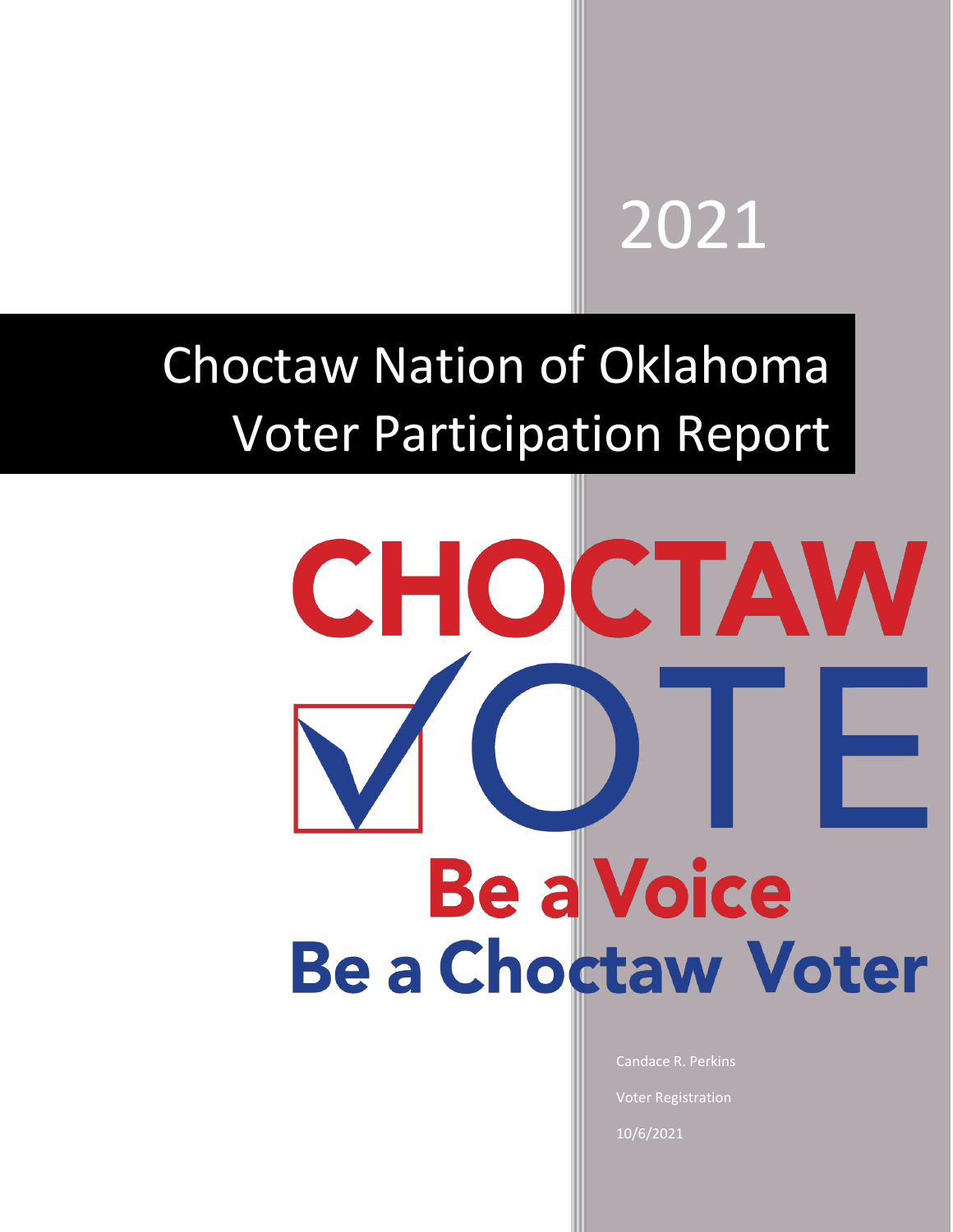2021

# Choctaw Nation of Oklahoma Voter Participation Report

CHOCTAW VOTE

Be a Voice

Be a Choctaw Voter

Candace R. Perkins

Voter Registration

10/6/2021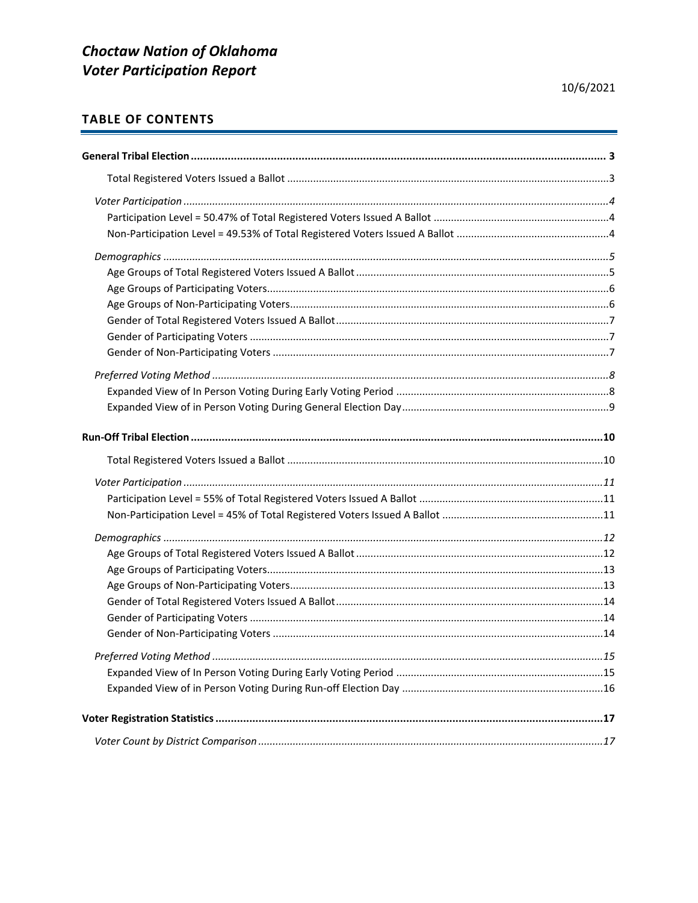# *Choctaw Nation of Oklahoma*
# *Voter Participation Report*

10/6/2021

## TABLE OF CONTENTS

**General Tribal Election** ..... **3**

- Total Registered Voters Issued a Ballot ..... 3

*Voter Participation* ..... *4*

- Participation Level = 50.47% of Total Registered Voters Issued A Ballot ..... 4
- Non-Participation Level = 49.53% of Total Registered Voters Issued A Ballot ..... 4

*Demographics* ..... *5*

- Age Groups of Total Registered Voters Issued A Ballot ..... 5
- Age Groups of Participating Voters ..... 6
- Age Groups of Non-Participating Voters ..... 6
- Gender of Total Registered Voters Issued A Ballot ..... 7
- Gender of Participating Voters ..... 7
- Gender of Non-Participating Voters ..... 7

*Preferred Voting Method* ..... *8*

- Expanded View of In Person Voting During Early Voting Period ..... 8
- Expanded View of in Person Voting During General Election Day ..... 9

**Run-Off Tribal Election** ..... **10**

- Total Registered Voters Issued a Ballot ..... 10

*Voter Participation* ..... *11*

- Participation Level = 55% of Total Registered Voters Issued A Ballot ..... 11
- Non-Participation Level = 45% of Total Registered Voters Issued A Ballot ..... 11

*Demographics* ..... *12*

- Age Groups of Total Registered Voters Issued A Ballot ..... 12
- Age Groups of Participating Voters ..... 13
- Age Groups of Non-Participating Voters ..... 13
- Gender of Total Registered Voters Issued A Ballot ..... 14
- Gender of Participating Voters ..... 14
- Gender of Non-Participating Voters ..... 14

*Preferred Voting Method* ..... *15*

- Expanded View of In Person Voting During Early Voting Period ..... 15
- Expanded View of in Person Voting During Run-off Election Day ..... 16

**Voter Registration Statistics** ..... **17**

*Voter Count by District Comparison* ..... *17*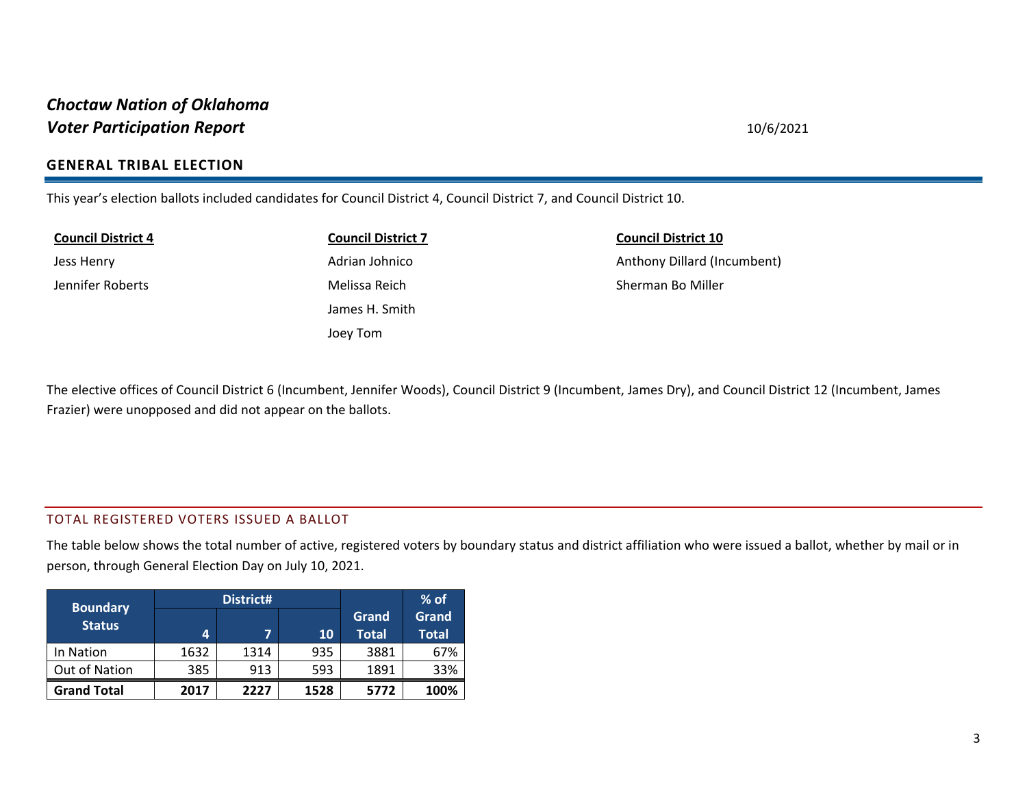***Choctaw Nation of Oklahoma***
***Voter Participation Report***

10/6/2021

## GENERAL TRIBAL ELECTION

This year's election ballots included candidates for Council District 4, Council District 7, and Council District 10.

**Council District 4**

Jess Henry

Jennifer Roberts

**Council District 7**

Adrian Johnico

Melissa Reich

James H. Smith

Joey Tom

**Council District 10**

Anthony Dillard (Incumbent)

Sherman Bo Miller

The elective offices of Council District 6 (Incumbent, Jennifer Woods), Council District 9 (Incumbent, James Dry), and Council District 12 (Incumbent, James Frazier) were unopposed and did not appear on the ballots.

### TOTAL REGISTERED VOTERS ISSUED A BALLOT

The table below shows the total number of active, registered voters by boundary status and district affiliation who were issued a ballot, whether by mail or in person, through General Election Day on July 10, 2021.

| Boundary Status | District# | | | Grand Total | % of Grand Total |
|---|---|---|---|---|---|
| | 4 | 7 | 10 | | |
| In Nation | 1632 | 1314 | 935 | 3881 | 67% |
| Out of Nation | 385 | 913 | 593 | 1891 | 33% |
| **Grand Total** | **2017** | **2227** | **1528** | **5772** | **100%** |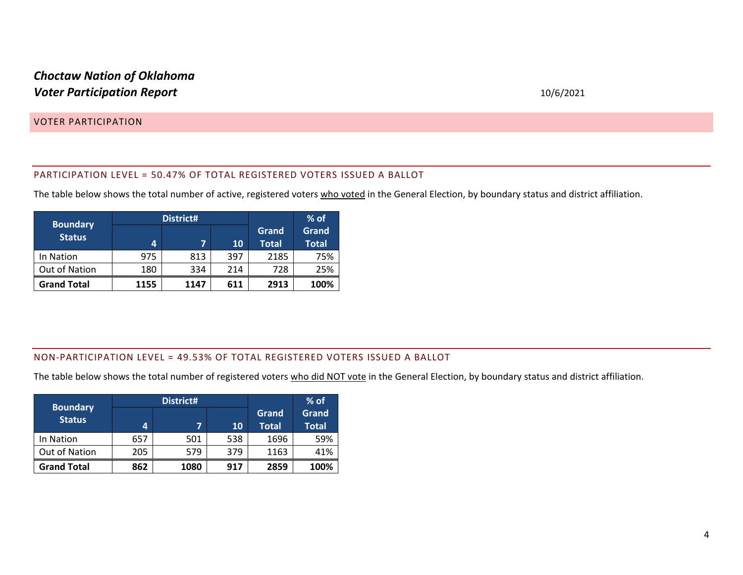***Choctaw Nation of Oklahoma***
***Voter Participation Report***

10/6/2021

## VOTER PARTICIPATION

### PARTICIPATION LEVEL = 50.47% OF TOTAL REGISTERED VOTERS ISSUED A BALLOT

The table below shows the total number of active, registered voters who voted in the General Election, by boundary status and district affiliation.

| Boundary Status | District# | | | Grand Total | % of Grand Total |
|---|---|---|---|---|---|
| | 4 | 7 | 10 | | |
| In Nation | 975 | 813 | 397 | 2185 | 75% |
| Out of Nation | 180 | 334 | 214 | 728 | 25% |
| **Grand Total** | **1155** | **1147** | **611** | **2913** | **100%** |

### NON-PARTICIPATION LEVEL = 49.53% OF TOTAL REGISTERED VOTERS ISSUED A BALLOT

The table below shows the total number of registered voters who did NOT vote in the General Election, by boundary status and district affiliation.

| Boundary Status | District# | | | Grand Total | % of Grand Total |
|---|---|---|---|---|---|
| | 4 | 7 | 10 | | |
| In Nation | 657 | 501 | 538 | 1696 | 59% |
| Out of Nation | 205 | 579 | 379 | 1163 | 41% |
| **Grand Total** | **862** | **1080** | **917** | **2859** | **100%** |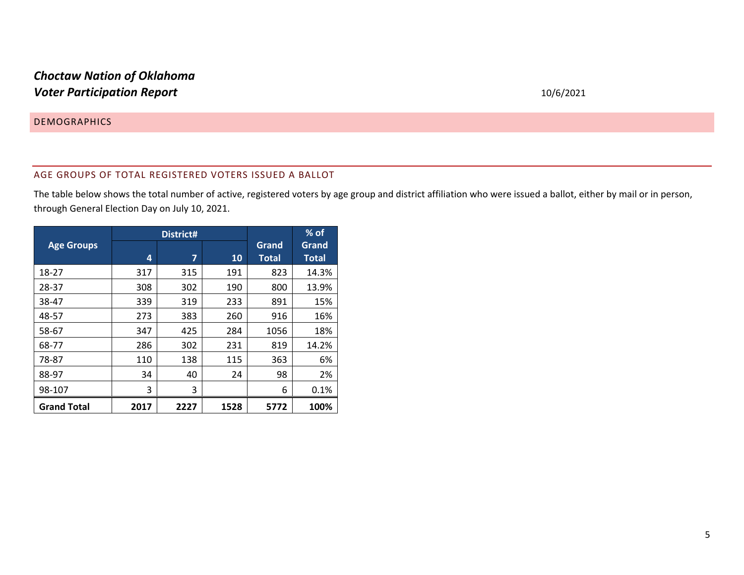*Choctaw Nation of Oklahoma*
***Voter Participation Report***

10/6/2021

## DEMOGRAPHICS

### AGE GROUPS OF TOTAL REGISTERED VOTERS ISSUED A BALLOT

The table below shows the total number of active, registered voters by age group and district affiliation who were issued a ballot, either by mail or in person, through General Election Day on July 10, 2021.

| Age Groups | District# | | | Grand Total | % of Grand Total |
|---|---|---|---|---|---|
| | 4 | 7 | 10 | | |
| 18-27 | 317 | 315 | 191 | 823 | 14.3% |
| 28-37 | 308 | 302 | 190 | 800 | 13.9% |
| 38-47 | 339 | 319 | 233 | 891 | 15% |
| 48-57 | 273 | 383 | 260 | 916 | 16% |
| 58-67 | 347 | 425 | 284 | 1056 | 18% |
| 68-77 | 286 | 302 | 231 | 819 | 14.2% |
| 78-87 | 110 | 138 | 115 | 363 | 6% |
| 88-97 | 34 | 40 | 24 | 98 | 2% |
| 98-107 | 3 | 3 | | 6 | 0.1% |
| **Grand Total** | **2017** | **2227** | **1528** | **5772** | **100%** |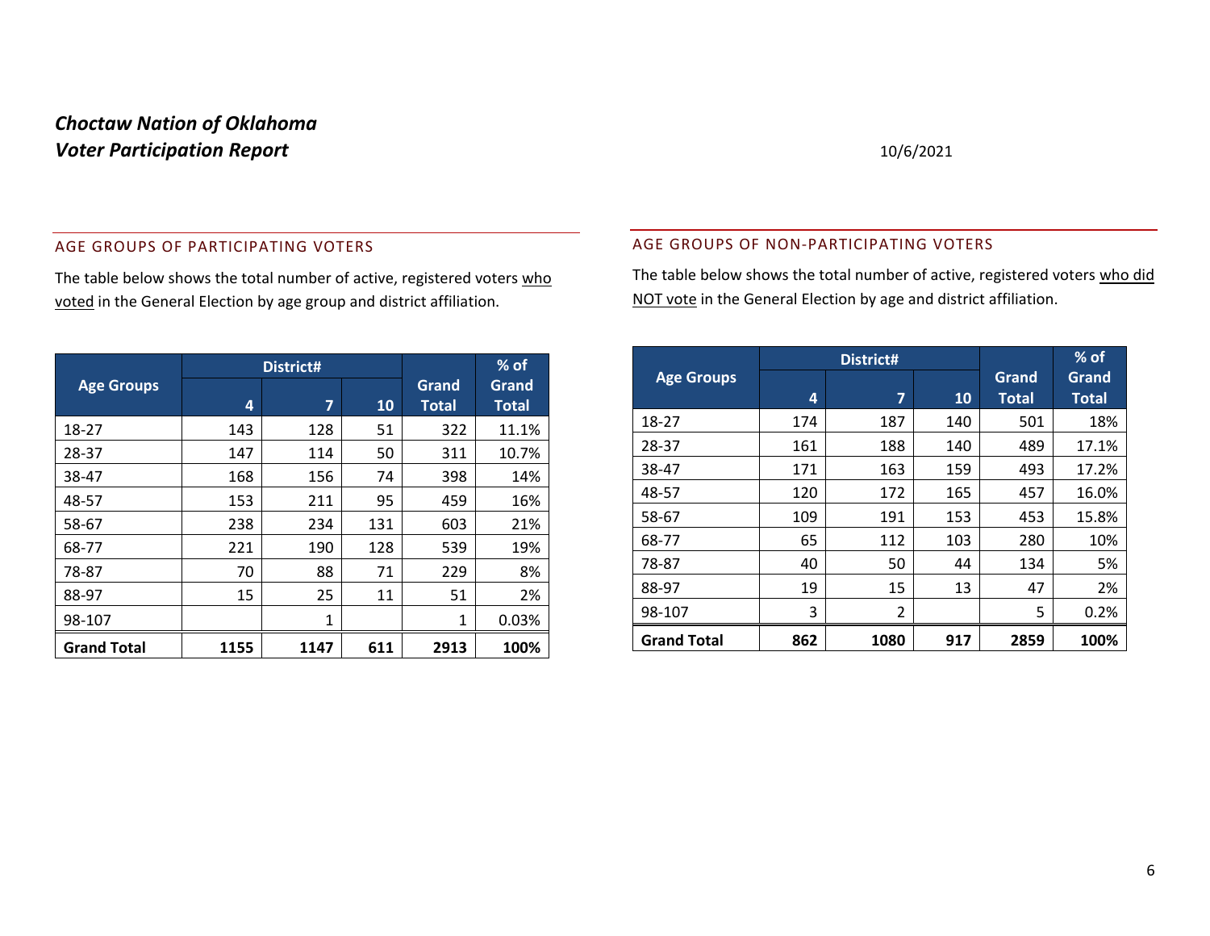***Choctaw Nation of Oklahoma***
***Voter Participation Report***

10/6/2021

## AGE GROUPS OF PARTICIPATING VOTERS

The table below shows the total number of active, registered voters who voted in the General Election by age group and district affiliation.

| Age Groups | District# | | | Grand Total | % of Grand Total |
|---|---|---|---|---|---|
| | 4 | 7 | 10 | | |
| 18-27 | 143 | 128 | 51 | 322 | 11.1% |
| 28-37 | 147 | 114 | 50 | 311 | 10.7% |
| 38-47 | 168 | 156 | 74 | 398 | 14% |
| 48-57 | 153 | 211 | 95 | 459 | 16% |
| 58-67 | 238 | 234 | 131 | 603 | 21% |
| 68-77 | 221 | 190 | 128 | 539 | 19% |
| 78-87 | 70 | 88 | 71 | 229 | 8% |
| 88-97 | 15 | 25 | 11 | 51 | 2% |
| 98-107 | | 1 | | 1 | 0.03% |
| **Grand Total** | **1155** | **1147** | **611** | **2913** | **100%** |

## AGE GROUPS OF NON-PARTICIPATING VOTERS

The table below shows the total number of active, registered voters who did NOT vote in the General Election by age and district affiliation.

| Age Groups | District# | | | Grand Total | % of Grand Total |
|---|---|---|---|---|---|
| | 4 | 7 | 10 | | |
| 18-27 | 174 | 187 | 140 | 501 | 18% |
| 28-37 | 161 | 188 | 140 | 489 | 17.1% |
| 38-47 | 171 | 163 | 159 | 493 | 17.2% |
| 48-57 | 120 | 172 | 165 | 457 | 16.0% |
| 58-67 | 109 | 191 | 153 | 453 | 15.8% |
| 68-77 | 65 | 112 | 103 | 280 | 10% |
| 78-87 | 40 | 50 | 44 | 134 | 5% |
| 88-97 | 19 | 15 | 13 | 47 | 2% |
| 98-107 | 3 | 2 | | 5 | 0.2% |
| **Grand Total** | **862** | **1080** | **917** | **2859** | **100%** |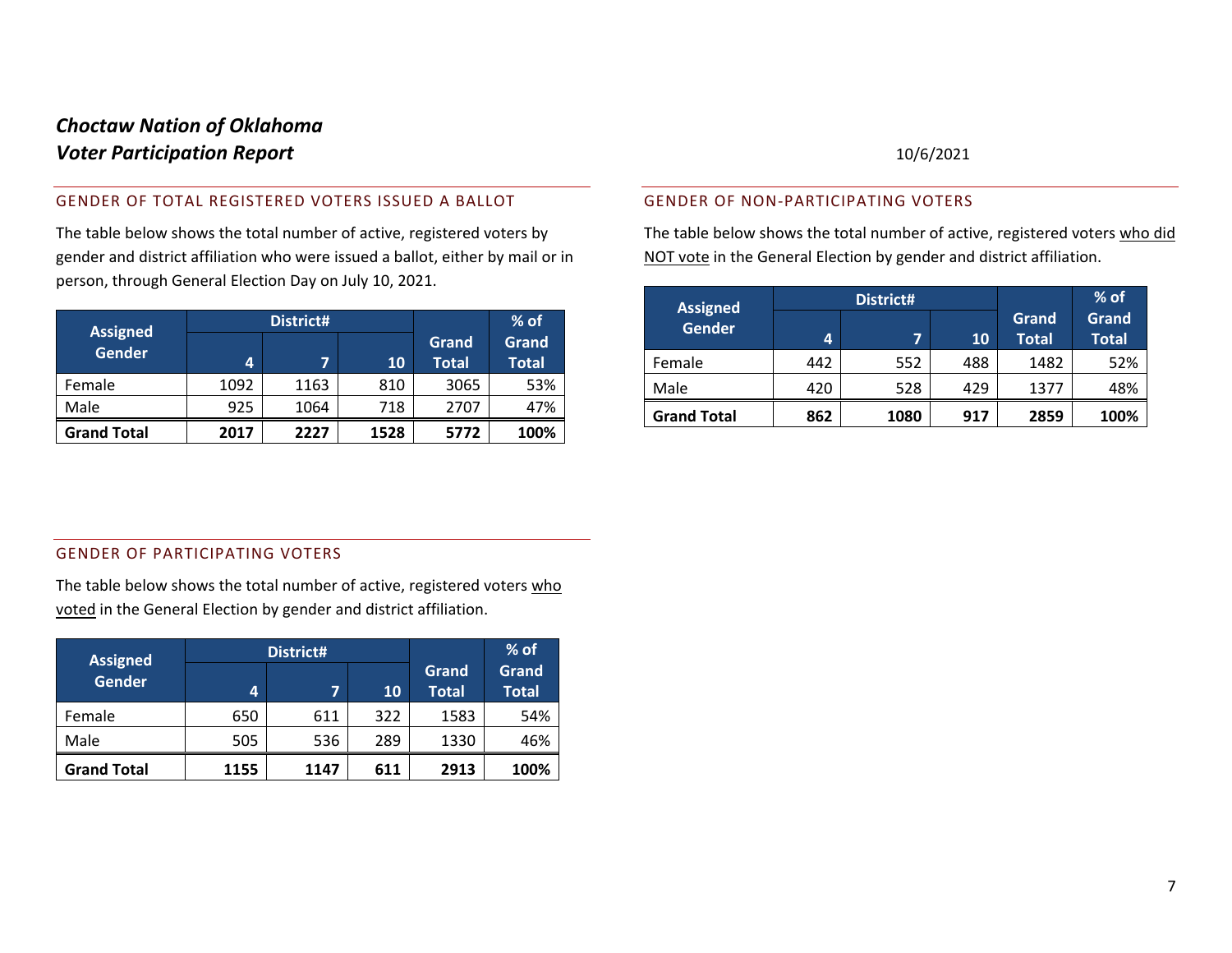# *Choctaw Nation of Oklahoma*
# *Voter Participation Report*

10/6/2021

## GENDER OF TOTAL REGISTERED VOTERS ISSUED A BALLOT

The table below shows the total number of active, registered voters by gender and district affiliation who were issued a ballot, either by mail or in person, through General Election Day on July 10, 2021.

| Assigned Gender | District# | | | Grand Total | % of Grand Total |
|---|---|---|---|---|---|
| | 4 | 7 | 10 | | |
| Female | 1092 | 1163 | 810 | 3065 | 53% |
| Male | 925 | 1064 | 718 | 2707 | 47% |
| **Grand Total** | **2017** | **2227** | **1528** | **5772** | **100%** |

## GENDER OF PARTICIPATING VOTERS

The table below shows the total number of active, registered voters who voted in the General Election by gender and district affiliation.

| Assigned Gender | District# | | | Grand Total | % of Grand Total |
|---|---|---|---|---|---|
| | 4 | 7 | 10 | | |
| Female | 650 | 611 | 322 | 1583 | 54% |
| Male | 505 | 536 | 289 | 1330 | 46% |
| **Grand Total** | **1155** | **1147** | **611** | **2913** | **100%** |

## GENDER OF NON-PARTICIPATING VOTERS

The table below shows the total number of active, registered voters who did NOT vote in the General Election by gender and district affiliation.

| Assigned Gender | District# | | | Grand Total | % of Grand Total |
|---|---|---|---|---|---|
| | 4 | 7 | 10 | | |
| Female | 442 | 552 | 488 | 1482 | 52% |
| Male | 420 | 528 | 429 | 1377 | 48% |
| **Grand Total** | **862** | **1080** | **917** | **2859** | **100%** |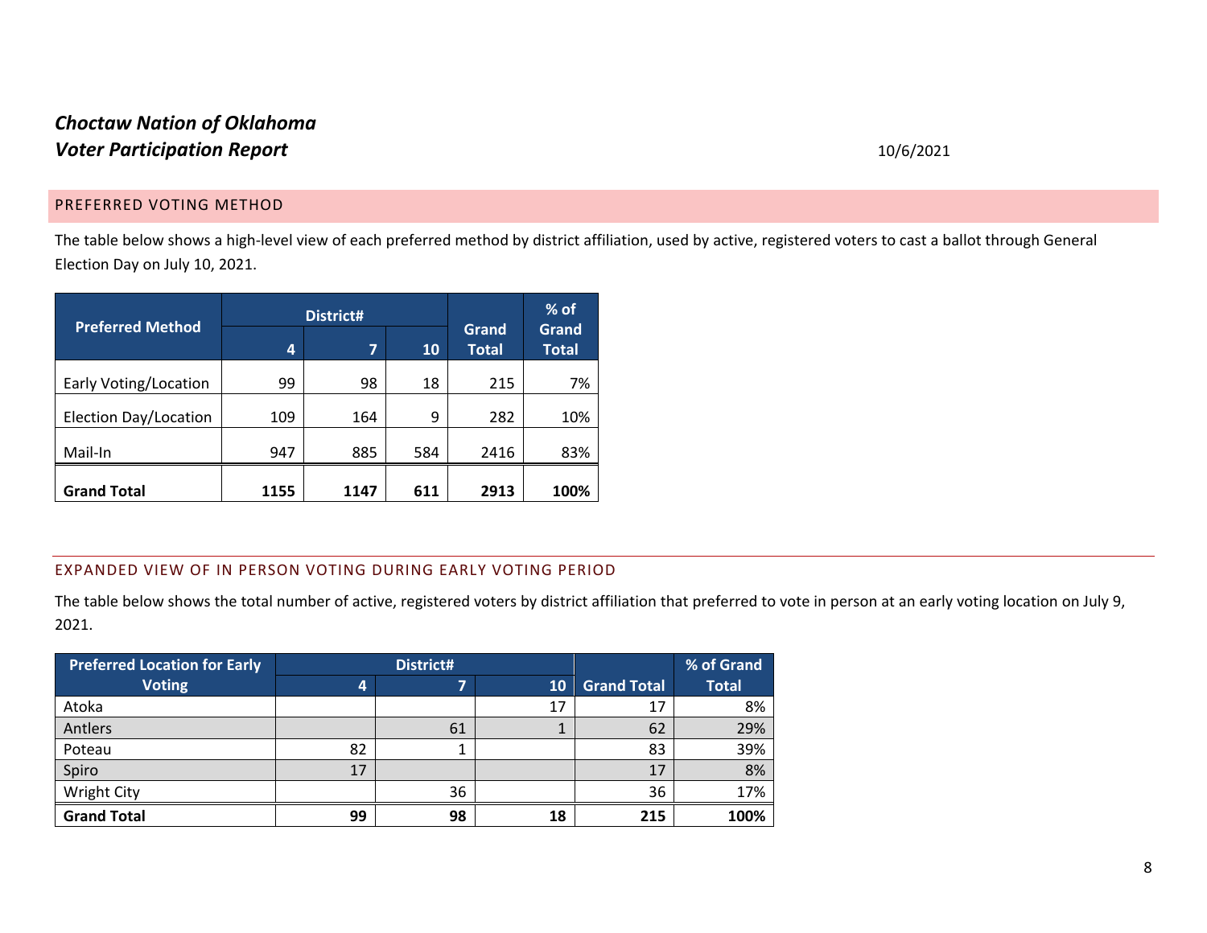*Choctaw Nation of Oklahoma*

***Voter Participation Report***

10/6/2021

## PREFERRED VOTING METHOD

The table below shows a high-level view of each preferred method by district affiliation, used by active, registered voters to cast a ballot through General Election Day on July 10, 2021.

| Preferred Method | District# | | | Grand Total | % of Grand Total |
|---|---|---|---|---|---|
| | 4 | 7 | 10 | | |
| Early Voting/Location | 99 | 98 | 18 | 215 | 7% |
| Election Day/Location | 109 | 164 | 9 | 282 | 10% |
| Mail-In | 947 | 885 | 584 | 2416 | 83% |
| **Grand Total** | **1155** | **1147** | **611** | **2913** | **100%** |

## EXPANDED VIEW OF IN PERSON VOTING DURING EARLY VOTING PERIOD

The table below shows the total number of active, registered voters by district affiliation that preferred to vote in person at an early voting location on July 9, 2021.

| Preferred Location for Early Voting | District# | | | Grand Total | % of Grand Total |
|---|---|---|---|---|---|
| | 4 | 7 | 10 | | |
| Atoka | | | 17 | 17 | 8% |
| Antlers | | 61 | 1 | 62 | 29% |
| Poteau | 82 | 1 | | 83 | 39% |
| Spiro | 17 | | | 17 | 8% |
| Wright City | | 36 | | 36 | 17% |
| **Grand Total** | **99** | **98** | **18** | **215** | **100%** |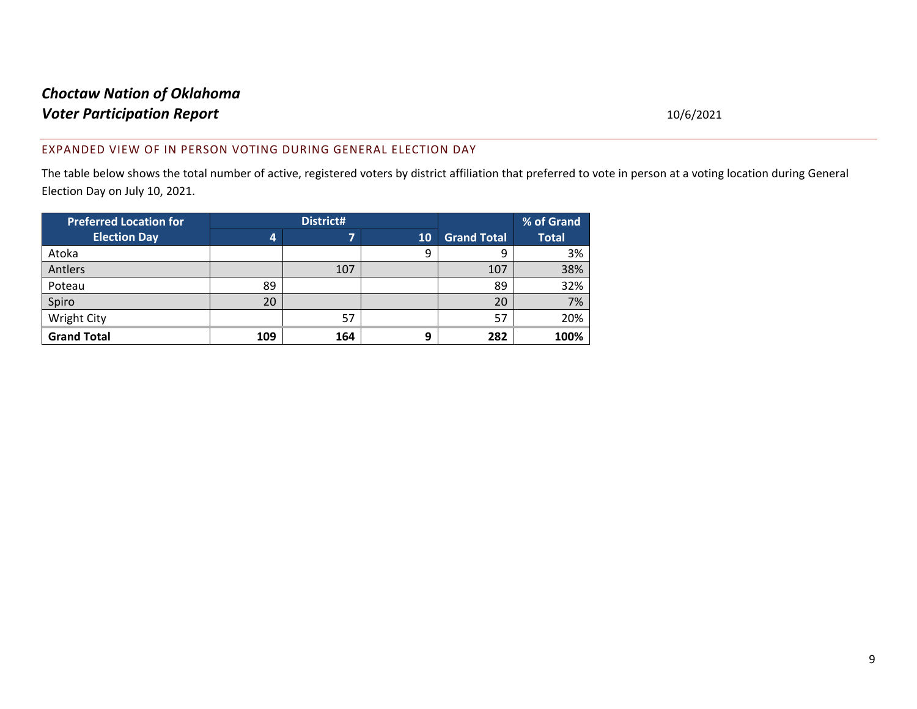***Choctaw Nation of Oklahoma***
***Voter Participation Report*** 10/6/2021

## EXPANDED VIEW OF IN PERSON VOTING DURING GENERAL ELECTION DAY

The table below shows the total number of active, registered voters by district affiliation that preferred to vote in person at a voting location during General Election Day on July 10, 2021.

| Preferred Location for Election Day | District# | | | Grand Total | % of Grand Total |
|---|---|---|---|---|---|
| | 4 | 7 | 10 | | |
| Atoka | | | 9 | 9 | 3% |
| Antlers | | 107 | | 107 | 38% |
| Poteau | 89 | | | 89 | 32% |
| Spiro | 20 | | | 20 | 7% |
| Wright City | | 57 | | 57 | 20% |
| **Grand Total** | **109** | **164** | **9** | **282** | **100%** |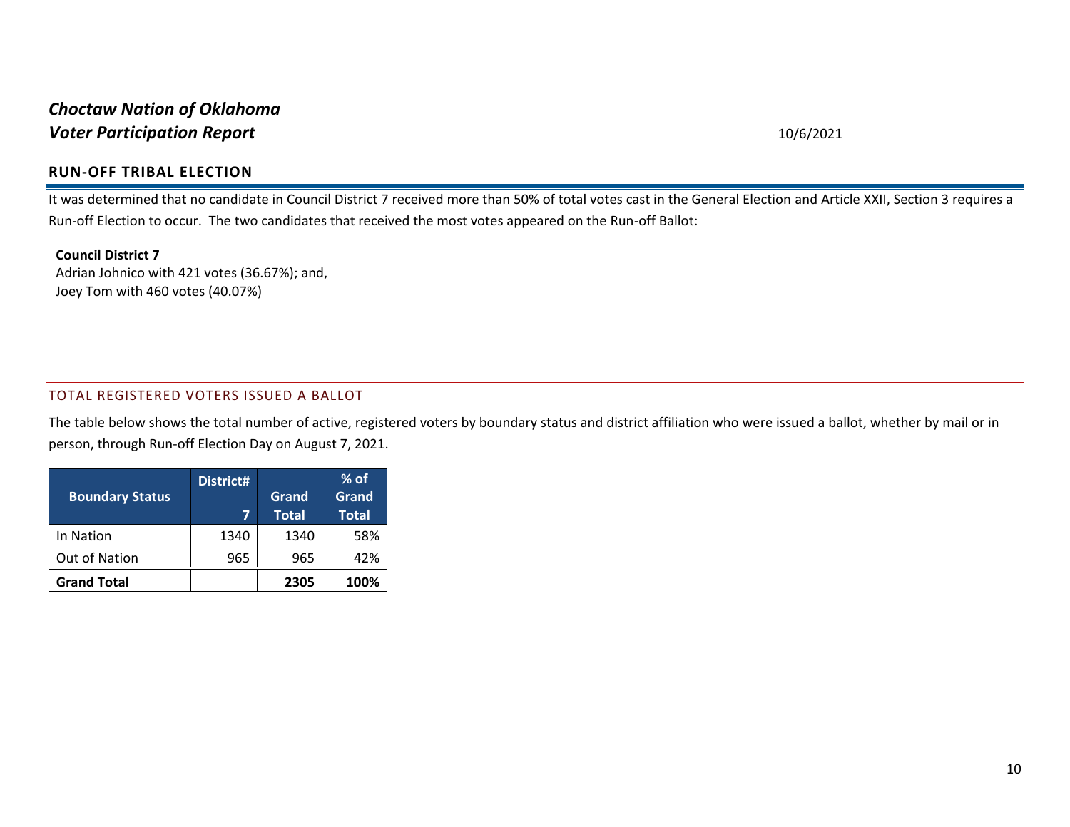***Choctaw Nation of Oklahoma***
***Voter Participation Report***

10/6/2021

## RUN-OFF TRIBAL ELECTION

It was determined that no candidate in Council District 7 received more than 50% of total votes cast in the General Election and Article XXII, Section 3 requires a Run-off Election to occur. The two candidates that received the most votes appeared on the Run-off Ballot:

**Council District 7**
Adrian Johnico with 421 votes (36.67%); and,
Joey Tom with 460 votes (40.07%)

### TOTAL REGISTERED VOTERS ISSUED A BALLOT

The table below shows the total number of active, registered voters by boundary status and district affiliation who were issued a ballot, whether by mail or in person, through Run-off Election Day on August 7, 2021.

| Boundary Status | District# | Grand Total | % of Grand Total |
|---|---|---|---|
| | 7 | | |
| In Nation | 1340 | 1340 | 58% |
| Out of Nation | 965 | 965 | 42% |
| **Grand Total** | | **2305** | **100%** |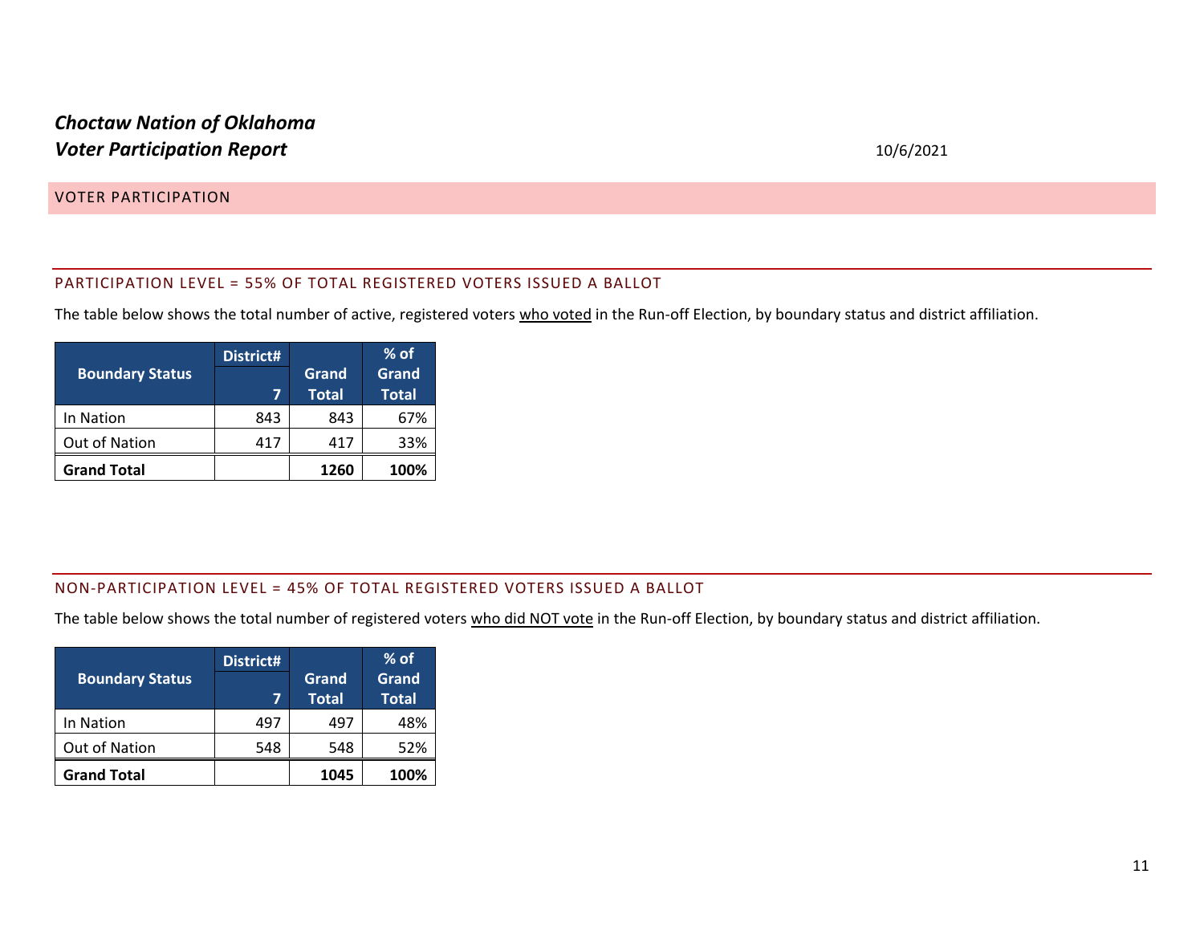***Choctaw Nation of Oklahoma***
***Voter Participation Report***

10/6/2021

## VOTER PARTICIPATION

### PARTICIPATION LEVEL = 55% OF TOTAL REGISTERED VOTERS ISSUED A BALLOT

The table below shows the total number of active, registered voters <u>who voted</u> in the Run-off Election, by boundary status and district affiliation.

| Boundary Status | District# | Grand Total | % of Grand Total |
|---|---|---|---|
| | 7 | | |
| In Nation | 843 | 843 | 67% |
| Out of Nation | 417 | 417 | 33% |
| **Grand Total** | | **1260** | **100%** |

### NON-PARTICIPATION LEVEL = 45% OF TOTAL REGISTERED VOTERS ISSUED A BALLOT

The table below shows the total number of registered voters <u>who did NOT vote</u> in the Run-off Election, by boundary status and district affiliation.

| Boundary Status | District# | Grand Total | % of Grand Total |
|---|---|---|---|
| | 7 | | |
| In Nation | 497 | 497 | 48% |
| Out of Nation | 548 | 548 | 52% |
| **Grand Total** | | **1045** | **100%** |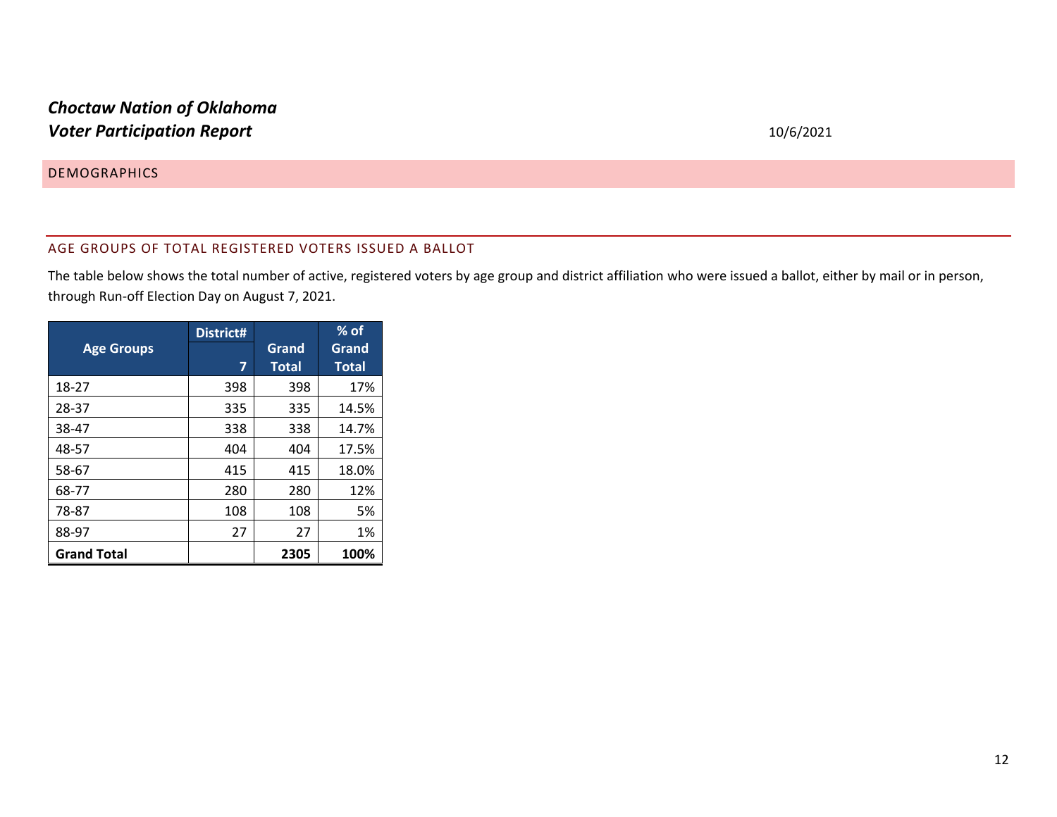*Choctaw Nation of Oklahoma*
*Voter Participation Report*

10/6/2021

## DEMOGRAPHICS

### AGE GROUPS OF TOTAL REGISTERED VOTERS ISSUED A BALLOT

The table below shows the total number of active, registered voters by age group and district affiliation who were issued a ballot, either by mail or in person, through Run-off Election Day on August 7, 2021.

| Age Groups | District# | Grand Total | % of Grand Total |
|---|---|---|---|
| | 7 | | |
| 18-27 | 398 | 398 | 17% |
| 28-37 | 335 | 335 | 14.5% |
| 38-47 | 338 | 338 | 14.7% |
| 48-57 | 404 | 404 | 17.5% |
| 58-67 | 415 | 415 | 18.0% |
| 68-77 | 280 | 280 | 12% |
| 78-87 | 108 | 108 | 5% |
| 88-97 | 27 | 27 | 1% |
| **Grand Total** | | **2305** | **100%** |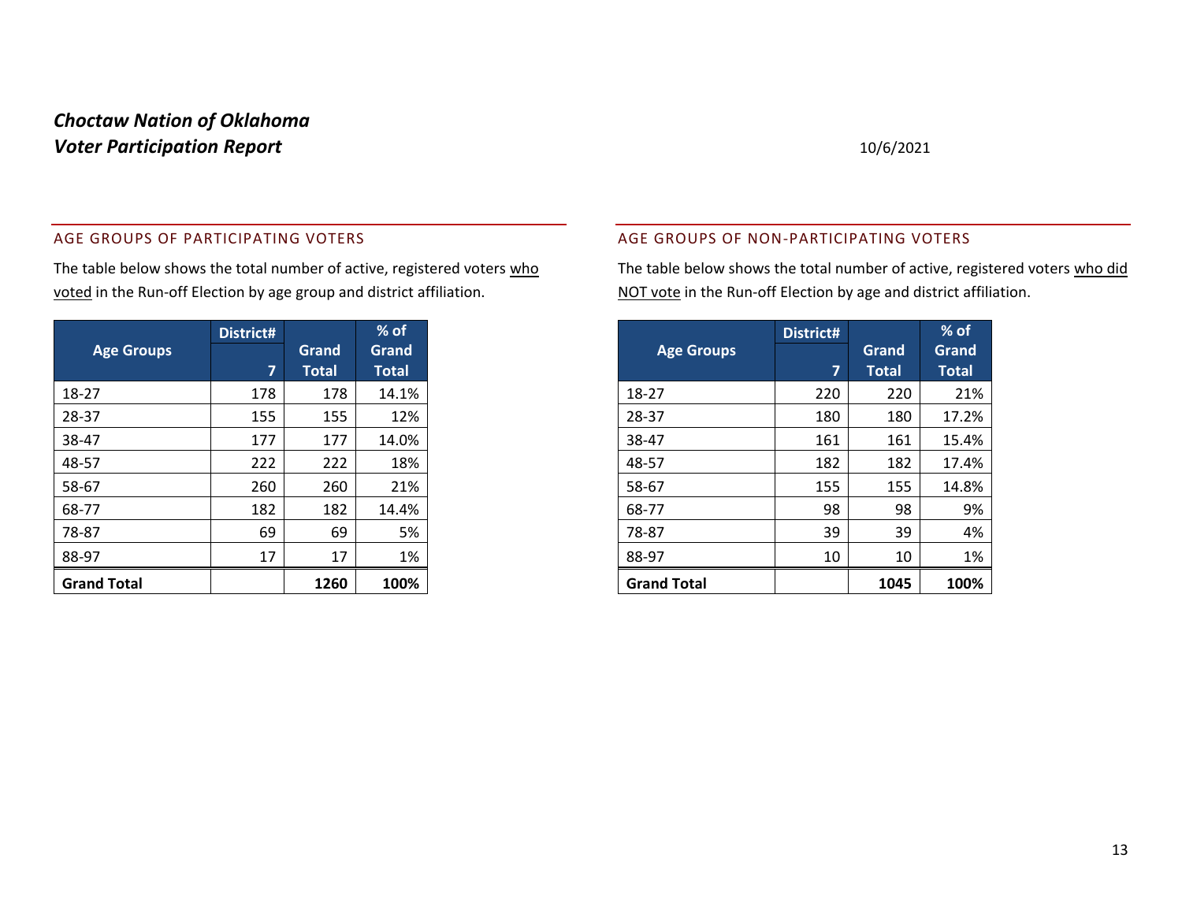***Choctaw Nation of Oklahoma***
***Voter Participation Report***

10/6/2021

## AGE GROUPS OF PARTICIPATING VOTERS

The table below shows the total number of active, registered voters who voted in the Run-off Election by age group and district affiliation.

| Age Groups | District# 7 | Grand Total | % of Grand Total |
|---|---|---|---|
| 18-27 | 178 | 178 | 14.1% |
| 28-37 | 155 | 155 | 12% |
| 38-47 | 177 | 177 | 14.0% |
| 48-57 | 222 | 222 | 18% |
| 58-67 | 260 | 260 | 21% |
| 68-77 | 182 | 182 | 14.4% |
| 78-87 | 69 | 69 | 5% |
| 88-97 | 17 | 17 | 1% |
| **Grand Total** | | **1260** | **100%** |

## AGE GROUPS OF NON-PARTICIPATING VOTERS

The table below shows the total number of active, registered voters who did NOT vote in the Run-off Election by age and district affiliation.

| Age Groups | District# 7 | Grand Total | % of Grand Total |
|---|---|---|---|
| 18-27 | 220 | 220 | 21% |
| 28-37 | 180 | 180 | 17.2% |
| 38-47 | 161 | 161 | 15.4% |
| 48-57 | 182 | 182 | 17.4% |
| 58-67 | 155 | 155 | 14.8% |
| 68-77 | 98 | 98 | 9% |
| 78-87 | 39 | 39 | 4% |
| 88-97 | 10 | 10 | 1% |
| **Grand Total** | | **1045** | **100%** |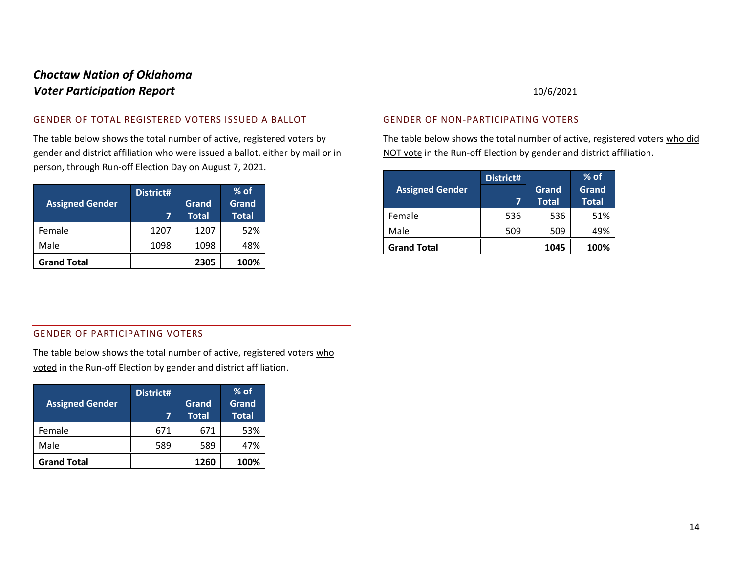***Choctaw Nation of Oklahoma***
***Voter Participation Report***

10/6/2021

## GENDER OF TOTAL REGISTERED VOTERS ISSUED A BALLOT

The table below shows the total number of active, registered voters by gender and district affiliation who were issued a ballot, either by mail or in person, through Run-off Election Day on August 7, 2021.

| Assigned Gender | District# | Grand Total | % of Grand Total |
|---|---|---|---|
| | 7 | | |
| Female | 1207 | 1207 | 52% |
| Male | 1098 | 1098 | 48% |
| **Grand Total** | | **2305** | **100%** |

## GENDER OF NON-PARTICIPATING VOTERS

The table below shows the total number of active, registered voters who did NOT vote in the Run-off Election by gender and district affiliation.

| Assigned Gender | District# | Grand Total | % of Grand Total |
|---|---|---|---|
| | 7 | | |
| Female | 536 | 536 | 51% |
| Male | 509 | 509 | 49% |
| **Grand Total** | | **1045** | **100%** |

## GENDER OF PARTICIPATING VOTERS

The table below shows the total number of active, registered voters who voted in the Run-off Election by gender and district affiliation.

| Assigned Gender | District# | Grand Total | % of Grand Total |
|---|---|---|---|
| | 7 | | |
| Female | 671 | 671 | 53% |
| Male | 589 | 589 | 47% |
| **Grand Total** | | **1260** | **100%** |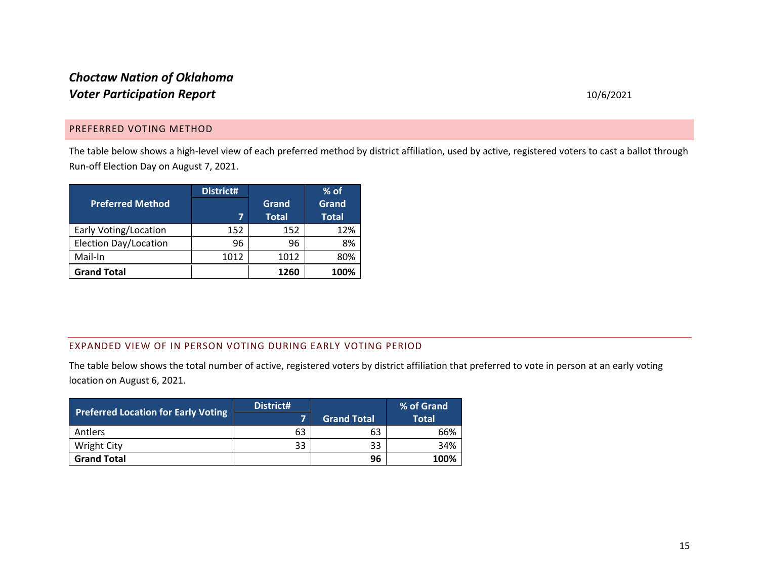*Choctaw Nation of Oklahoma*
*Voter Participation Report*

10/6/2021

## PREFERRED VOTING METHOD

The table below shows a high-level view of each preferred method by district affiliation, used by active, registered voters to cast a ballot through Run-off Election Day on August 7, 2021.

| Preferred Method | District# | Grand Total | % of Grand Total |
|---|---|---|---|
| | 7 | | |
| Early Voting/Location | 152 | 152 | 12% |
| Election Day/Location | 96 | 96 | 8% |
| Mail-In | 1012 | 1012 | 80% |
| **Grand Total** | | **1260** | **100%** |

## EXPANDED VIEW OF IN PERSON VOTING DURING EARLY VOTING PERIOD

The table below shows the total number of active, registered voters by district affiliation that preferred to vote in person at an early voting location on August 6, 2021.

| Preferred Location for Early Voting | District# | Grand Total | % of Grand Total |
|---|---|---|---|
| | 7 | | |
| Antlers | 63 | 63 | 66% |
| Wright City | 33 | 33 | 34% |
| **Grand Total** | | **96** | **100%** |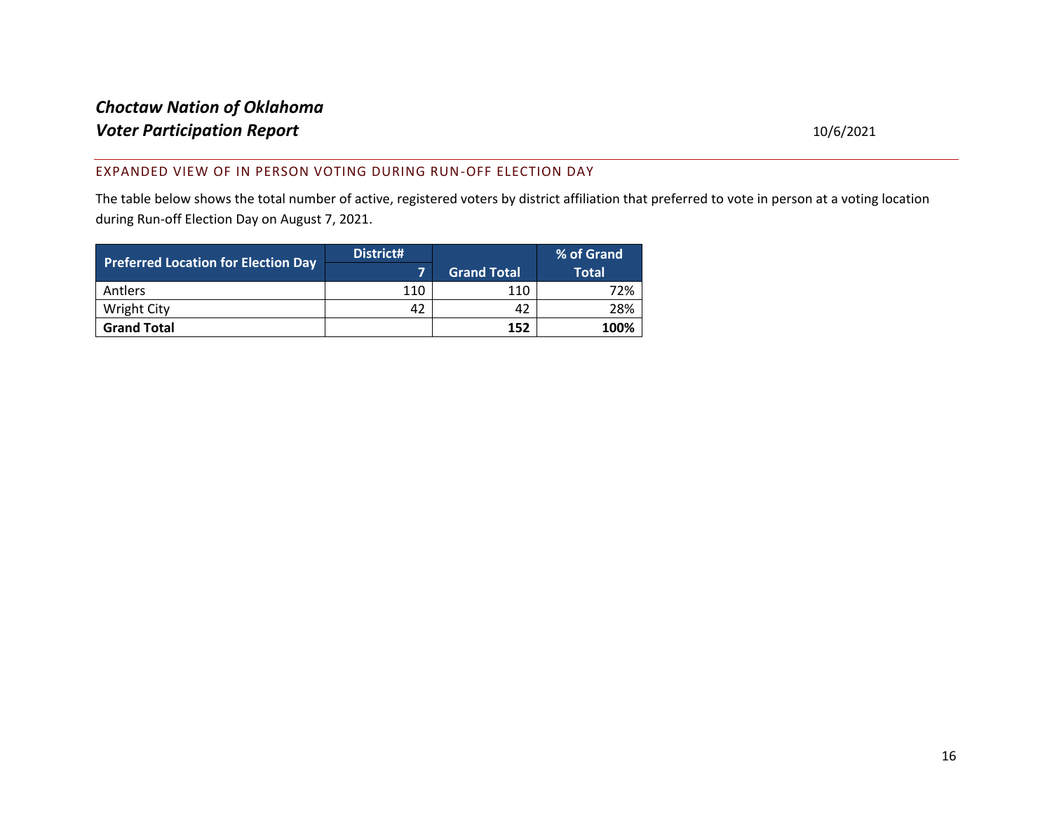*Choctaw Nation of Oklahoma*
***Voter Participation Report***

10/6/2021

## EXPANDED VIEW OF IN PERSON VOTING DURING RUN-OFF ELECTION DAY

The table below shows the total number of active, registered voters by district affiliation that preferred to vote in person at a voting location during Run-off Election Day on August 7, 2021.

| Preferred Location for Election Day | District# | Grand Total | % of Grand Total |
|---|---|---|---|
| | 7 | | |
| Antlers | 110 | 110 | 72% |
| Wright City | 42 | 42 | 28% |
| **Grand Total** | | **152** | **100%** |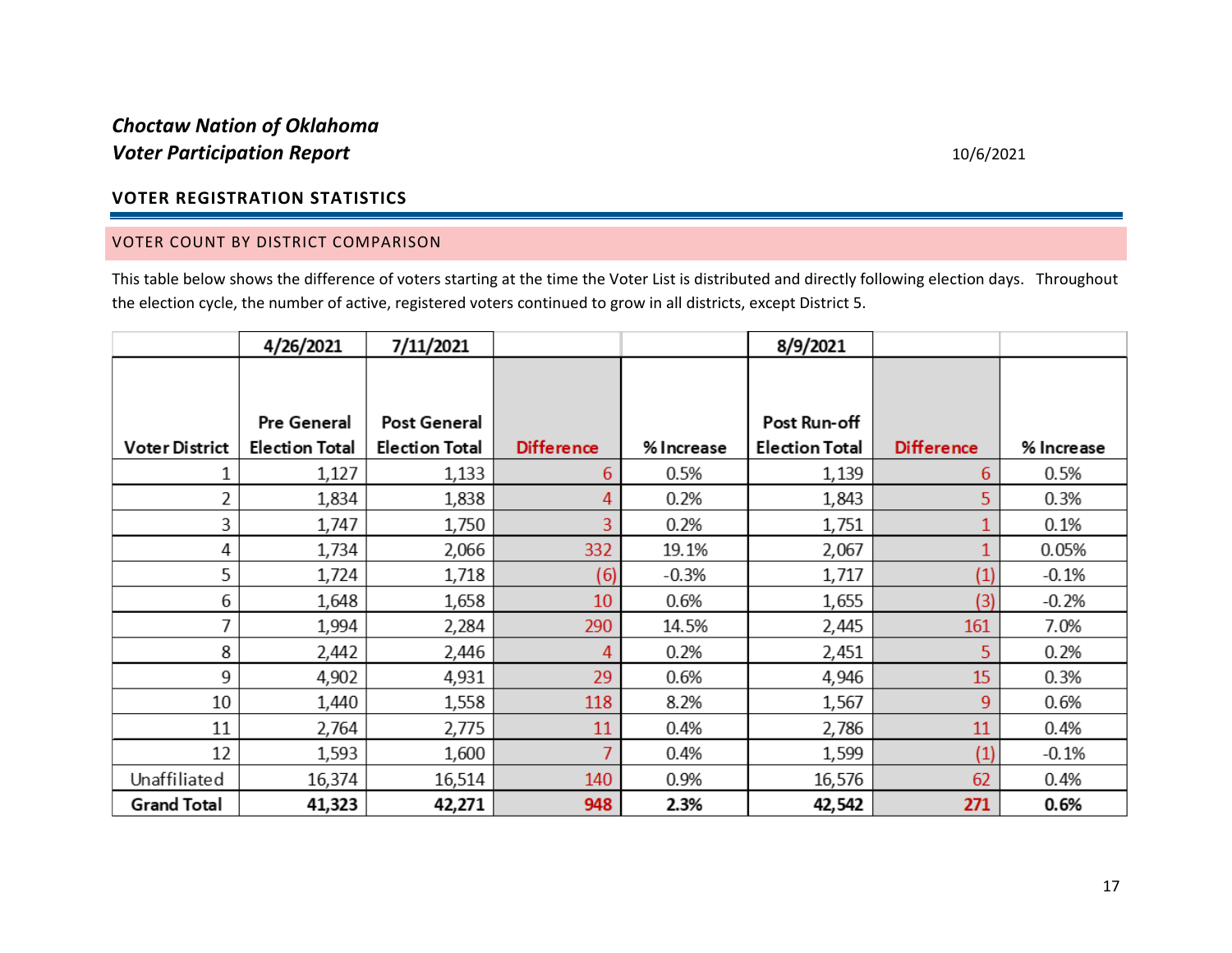*Choctaw Nation of Oklahoma*
*Voter Participation Report*

10/6/2021

## VOTER REGISTRATION STATISTICS

### VOTER COUNT BY DISTRICT COMPARISON

This table below shows the difference of voters starting at the time the Voter List is distributed and directly following election days. Throughout the election cycle, the number of active, registered voters continued to grow in all districts, except District 5.

| | 4/26/2021 | 7/11/2021 | | | 8/9/2021 | | |
|---|---|---|---|---|---|---|---|
| Voter District | Pre General Election Total | Post General Election Total | Difference | % Increase | Post Run-off Election Total | Difference | % Increase |
| 1 | 1,127 | 1,133 | 6 | 0.5% | 1,139 | 6 | 0.5% |
| 2 | 1,834 | 1,838 | 4 | 0.2% | 1,843 | 5 | 0.3% |
| 3 | 1,747 | 1,750 | 3 | 0.2% | 1,751 | 1 | 0.1% |
| 4 | 1,734 | 2,066 | 332 | 19.1% | 2,067 | 1 | 0.05% |
| 5 | 1,724 | 1,718 | (6) | -0.3% | 1,717 | (1) | -0.1% |
| 6 | 1,648 | 1,658 | 10 | 0.6% | 1,655 | (3) | -0.2% |
| 7 | 1,994 | 2,284 | 290 | 14.5% | 2,445 | 161 | 7.0% |
| 8 | 2,442 | 2,446 | 4 | 0.2% | 2,451 | 5 | 0.2% |
| 9 | 4,902 | 4,931 | 29 | 0.6% | 4,946 | 15 | 0.3% |
| 10 | 1,440 | 1,558 | 118 | 8.2% | 1,567 | 9 | 0.6% |
| 11 | 2,764 | 2,775 | 11 | 0.4% | 2,786 | 11 | 0.4% |
| 12 | 1,593 | 1,600 | 7 | 0.4% | 1,599 | (1) | -0.1% |
| Unaffiliated | 16,374 | 16,514 | 140 | 0.9% | 16,576 | 62 | 0.4% |
| **Grand Total** | **41,323** | **42,271** | **948** | **2.3%** | **42,542** | **271** | **0.6%** |